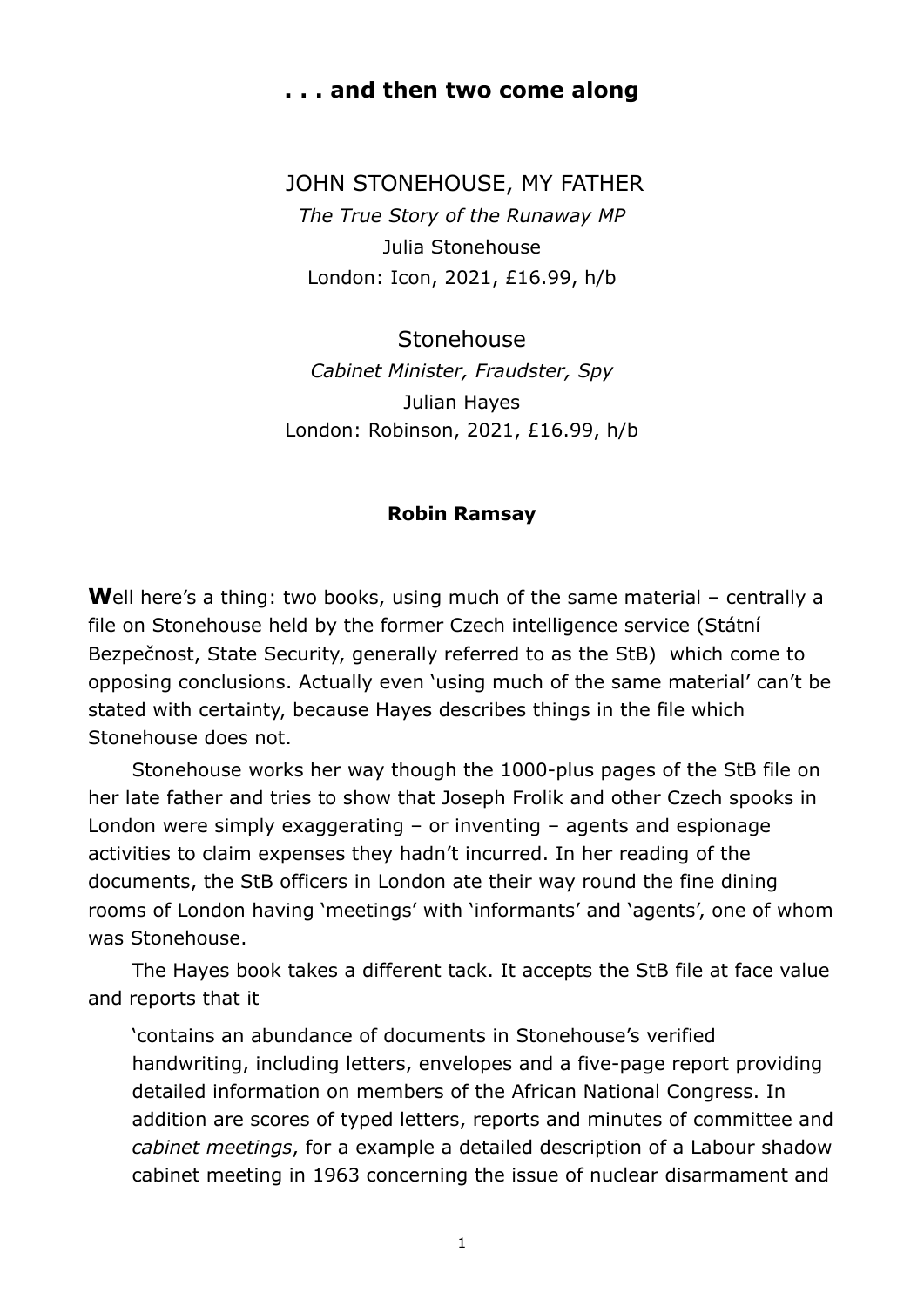# . . . and then two come along

JOHN STONEHOUSE, MY FATHER

*The True Story of the Runaway MP*

Julia Stonehouse

London: Icon, 2021, £16.99, h/b

Stonehouse

*Cabinet Minister, Fraudster, Spy*

Julian Hayes

London: Robinson, 2021, £16.99, h/b

**Robin Ramsay**

**W**ell here's a thing: two books, using much of the same material – centrally a file on Stonehouse held by the former Czech intelligence service (Státní Bezpečnost, State Security, generally referred to as the StB) which come to opposing conclusions. Actually even 'using much of the same material' can't be stated with certainty, because Hayes describes things in the file which Stonehouse does not.

Stonehouse works her way though the 1000-plus pages of the StB file on her late father and tries to show that Joseph Frolik and other Czech spooks in London were simply exaggerating – or inventing – agents and espionage activities to claim expenses they hadn't incurred. In her reading of the documents, the StB officers in London ate their way round the fine dining rooms of London having 'meetings' with 'informants' and 'agents', one of whom was Stonehouse.

The Hayes book takes a different tack. It accepts the StB file at face value and reports that it

> 'contains an abundance of documents in Stonehouse's verified handwriting, including letters, envelopes and a five-page report providing detailed information on members of the African National Congress. In addition are scores of typed letters, reports and minutes of committee and *cabinet meetings*, for a example a detailed description of a Labour shadow cabinet meeting in 1963 concerning the issue of nuclear disarmament and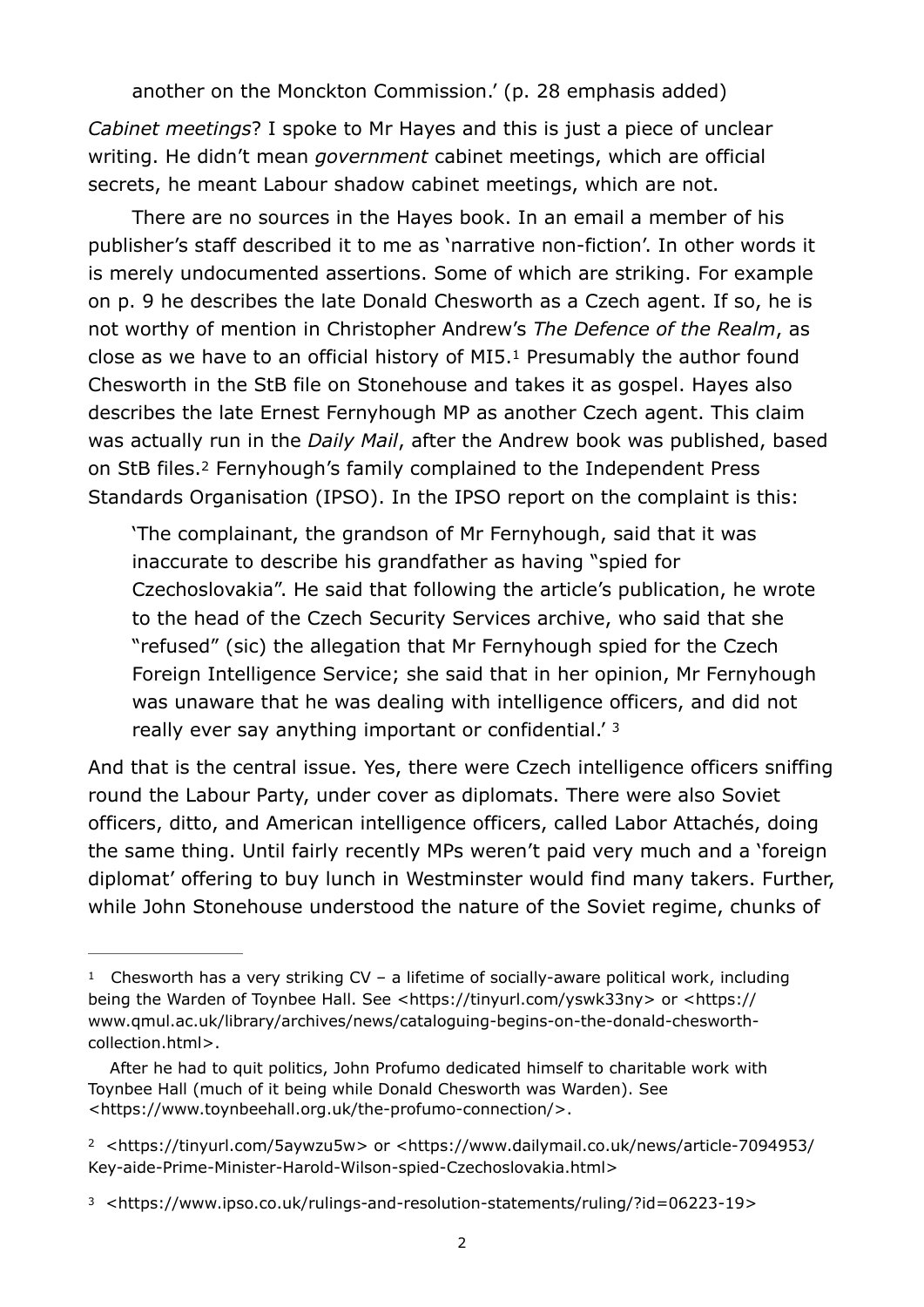another on the Monckton Commission.' (p. 28 emphasis added)

*Cabinet meetings*? I spoke to Mr Hayes and this is just a piece of unclear writing. He didn't mean *government* cabinet meetings, which are official secrets, he meant Labour shadow cabinet meetings, which are not.

There are no sources in the Hayes book. In an email a member of his publisher's staff described it to me as 'narrative non-fiction'. In other words it is merely undocumented assertions. Some of which are striking. For example on p. 9 he describes the late Donald Chesworth as a Czech agent. If so, he is not worthy of mention in Christopher Andrew's *The Defence of the Realm*, as close as we have to an official history of MI5.[1] Presumably the author found Chesworth in the StB file on Stonehouse and takes it as gospel. Hayes also describes the late Ernest Fernyhough MP as another Czech agent. This claim was actually run in the *Daily Mail*, after the Andrew book was published, based on StB files.[2] Fernyhough's family complained to the Independent Press Standards Organisation (IPSO). In the IPSO report on the complaint is this:

> 'The complainant, the grandson of Mr Fernyhough, said that it was inaccurate to describe his grandfather as having "spied for Czechoslovakia". He said that following the article's publication, he wrote to the head of the Czech Security Services archive, who said that she "refused" (sic) the allegation that Mr Fernyhough spied for the Czech Foreign Intelligence Service; she said that in her opinion, Mr Fernyhough was unaware that he was dealing with intelligence officers, and did not really ever say anything important or confidential.' [3]

And that is the central issue. Yes, there were Czech intelligence officers sniffing round the Labour Party, under cover as diplomats. There were also Soviet officers, ditto, and American intelligence officers, called Labor Attachés, doing the same thing. Until fairly recently MPs weren't paid very much and a 'foreign diplomat' offering to buy lunch in Westminster would find many takers. Further, while John Stonehouse understood the nature of the Soviet regime, chunks of

---

[1] Chesworth has a very striking CV – a lifetime of socially-aware political work, including being the Warden of Toynbee Hall. See <https://tinyurl.com/yswk33ny> or <https://www.qmul.ac.uk/library/archives/news/cataloguing-begins-on-the-donald-chesworth-collection.html>.

After he had to quit politics, John Profumo dedicated himself to charitable work with Toynbee Hall (much of it being while Donald Chesworth was Warden). See <https://www.toynbeehall.org.uk/the-profumo-connection/>.

[2] <https://tinyurl.com/5aywzu5w> or <https://www.dailymail.co.uk/news/article-7094953/Key-aide-Prime-Minister-Harold-Wilson-spied-Czechoslovakia.html>

[3] <https://www.ipso.co.uk/rulings-and-resolution-statements/ruling/?id=06223-19>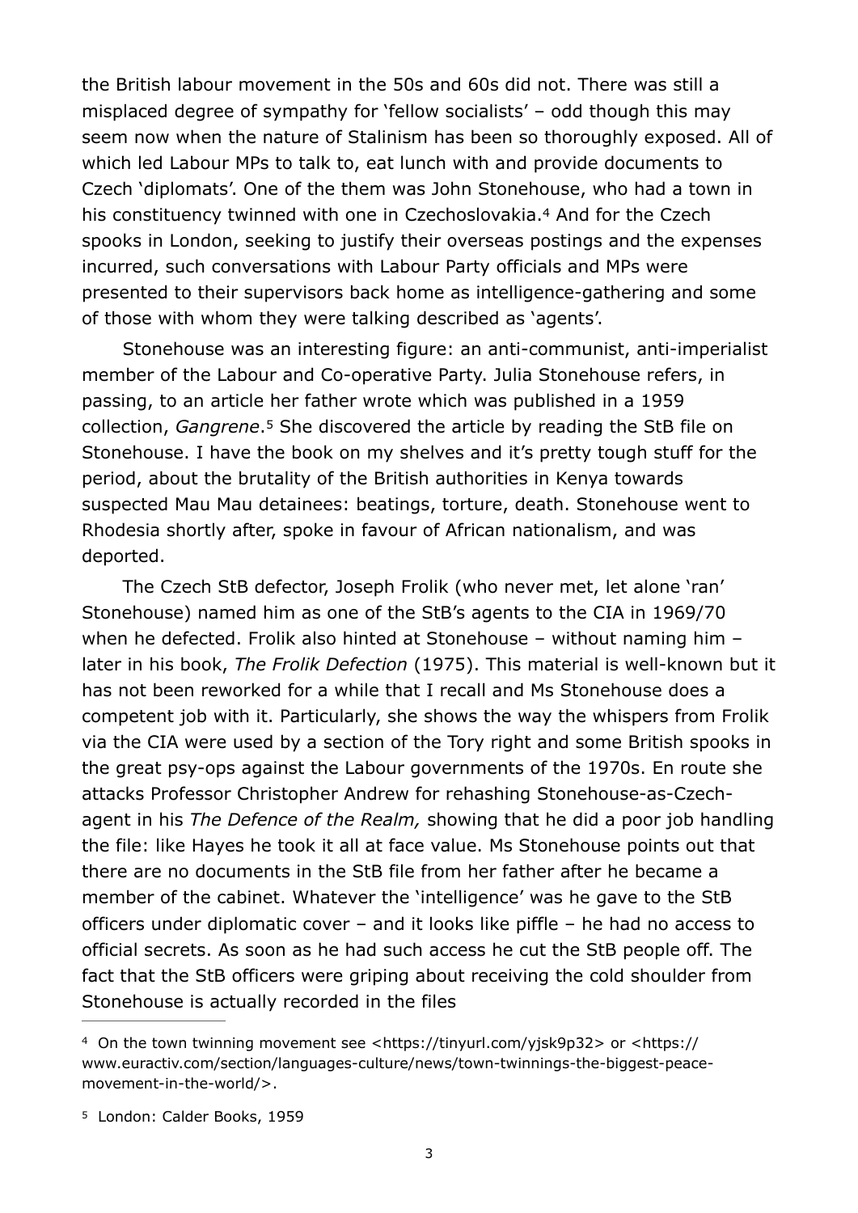the British labour movement in the 50s and 60s did not. There was still a misplaced degree of sympathy for 'fellow socialists' – odd though this may seem now when the nature of Stalinism has been so thoroughly exposed. All of which led Labour MPs to talk to, eat lunch with and provide documents to Czech 'diplomats'. One of the them was John Stonehouse, who had a town in his constituency twinned with one in Czechoslovakia.[4] And for the Czech spooks in London, seeking to justify their overseas postings and the expenses incurred, such conversations with Labour Party officials and MPs were presented to their supervisors back home as intelligence-gathering and some of those with whom they were talking described as 'agents'.

Stonehouse was an interesting figure: an anti-communist, anti-imperialist member of the Labour and Co-operative Party. Julia Stonehouse refers, in passing, to an article her father wrote which was published in a 1959 collection, *Gangrene*.[5] She discovered the article by reading the StB file on Stonehouse. I have the book on my shelves and it's pretty tough stuff for the period, about the brutality of the British authorities in Kenya towards suspected Mau Mau detainees: beatings, torture, death. Stonehouse went to Rhodesia shortly after, spoke in favour of African nationalism, and was deported.

The Czech StB defector, Joseph Frolik (who never met, let alone 'ran' Stonehouse) named him as one of the StB's agents to the CIA in 1969/70 when he defected. Frolik also hinted at Stonehouse – without naming him – later in his book, *The Frolik Defection* (1975). This material is well-known but it has not been reworked for a while that I recall and Ms Stonehouse does a competent job with it. Particularly, she shows the way the whispers from Frolik via the CIA were used by a section of the Tory right and some British spooks in the great psy-ops against the Labour governments of the 1970s. En route she attacks Professor Christopher Andrew for rehashing Stonehouse-as-Czech-agent in his *The Defence of the Realm,* showing that he did a poor job handling the file: like Hayes he took it all at face value. Ms Stonehouse points out that there are no documents in the StB file from her father after he became a member of the cabinet. Whatever the 'intelligence' was he gave to the StB officers under diplomatic cover – and it looks like piffle – he had no access to official secrets. As soon as he had such access he cut the StB people off. The fact that the StB officers were griping about receiving the cold shoulder from Stonehouse is actually recorded in the files

---

[4] On the town twinning movement see <https://tinyurl.com/yjsk9p32> or <https://www.euractiv.com/section/languages-culture/news/town-twinnings-the-biggest-peace-movement-in-the-world/>.

[5] London: Calder Books, 1959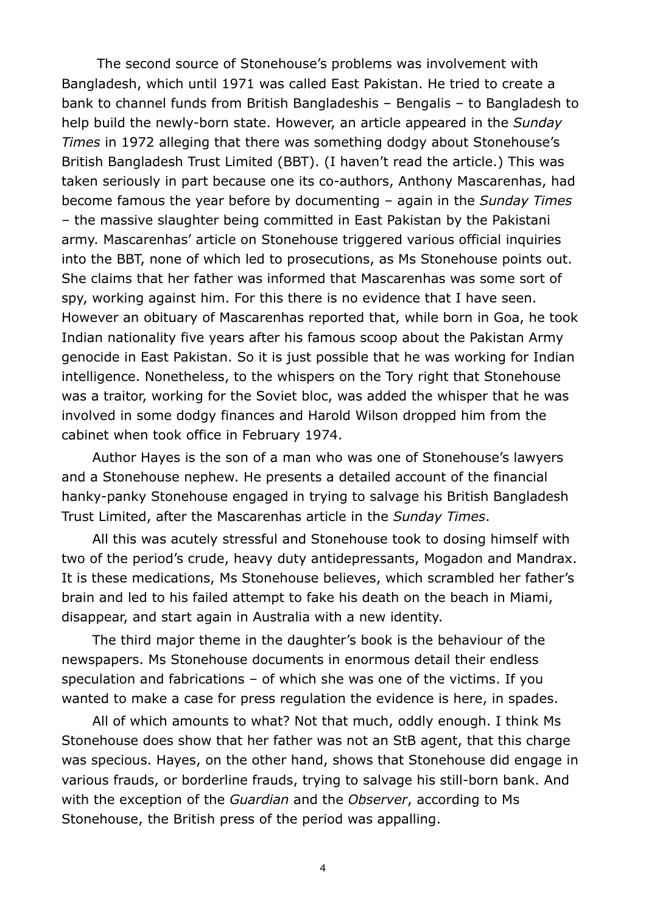The second source of Stonehouse's problems was involvement with Bangladesh, which until 1971 was called East Pakistan. He tried to create a bank to channel funds from British Bangladeshis – Bengalis – to Bangladesh to help build the newly-born state. However, an article appeared in the *Sunday Times* in 1972 alleging that there was something dodgy about Stonehouse's British Bangladesh Trust Limited (BBT). (I haven't read the article.) This was taken seriously in part because one its co-authors, Anthony Mascarenhas, had become famous the year before by documenting – again in the *Sunday Times* – the massive slaughter being committed in East Pakistan by the Pakistani army. Mascarenhas' article on Stonehouse triggered various official inquiries into the BBT, none of which led to prosecutions, as Ms Stonehouse points out. She claims that her father was informed that Mascarenhas was some sort of spy, working against him. For this there is no evidence that I have seen. However an obituary of Mascarenhas reported that, while born in Goa, he took Indian nationality five years after his famous scoop about the Pakistan Army genocide in East Pakistan. So it is just possible that he was working for Indian intelligence. Nonetheless, to the whispers on the Tory right that Stonehouse was a traitor, working for the Soviet bloc, was added the whisper that he was involved in some dodgy finances and Harold Wilson dropped him from the cabinet when took office in February 1974.

Author Hayes is the son of a man who was one of Stonehouse's lawyers and a Stonehouse nephew. He presents a detailed account of the financial hanky-panky Stonehouse engaged in trying to salvage his British Bangladesh Trust Limited, after the Mascarenhas article in the *Sunday Times*.

All this was acutely stressful and Stonehouse took to dosing himself with two of the period's crude, heavy duty antidepressants, Mogadon and Mandrax. It is these medications, Ms Stonehouse believes, which scrambled her father's brain and led to his failed attempt to fake his death on the beach in Miami, disappear, and start again in Australia with a new identity.

The third major theme in the daughter's book is the behaviour of the newspapers. Ms Stonehouse documents in enormous detail their endless speculation and fabrications – of which she was one of the victims. If you wanted to make a case for press regulation the evidence is here, in spades.

All of which amounts to what? Not that much, oddly enough. I think Ms Stonehouse does show that her father was not an StB agent, that this charge was specious. Hayes, on the other hand, shows that Stonehouse did engage in various frauds, or borderline frauds, trying to salvage his still-born bank. And with the exception of the *Guardian* and the *Observer*, according to Ms Stonehouse, the British press of the period was appalling.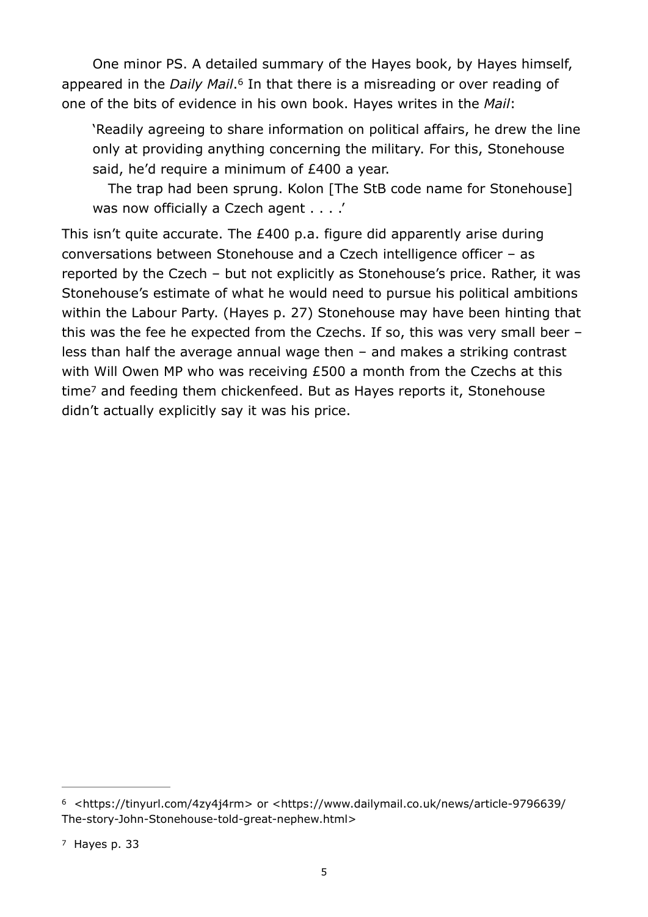One minor PS. A detailed summary of the Hayes book, by Hayes himself, appeared in the *Daily Mail*.[6] In that there is a misreading or over reading of one of the bits of evidence in his own book. Hayes writes in the *Mail*:

> 'Readily agreeing to share information on political affairs, he drew the line only at providing anything concerning the military. For this, Stonehouse said, he'd require a minimum of £400 a year.
>
> The trap had been sprung. Kolon [The StB code name for Stonehouse] was now officially a Czech agent . . . .'

This isn't quite accurate. The £400 p.a. figure did apparently arise during conversations between Stonehouse and a Czech intelligence officer – as reported by the Czech – but not explicitly as Stonehouse's price. Rather, it was Stonehouse's estimate of what he would need to pursue his political ambitions within the Labour Party. (Hayes p. 27) Stonehouse may have been hinting that this was the fee he expected from the Czechs. If so, this was very small beer – less than half the average annual wage then – and makes a striking contrast with Will Owen MP who was receiving £500 a month from the Czechs at this time[7] and feeding them chickenfeed. But as Hayes reports it, Stonehouse didn't actually explicitly say it was his price.

---

[6] <https://tinyurl.com/4zy4j4rm> or <https://www.dailymail.co.uk/news/article-9796639/The-story-John-Stonehouse-told-great-nephew.html>

[7] Hayes p. 33